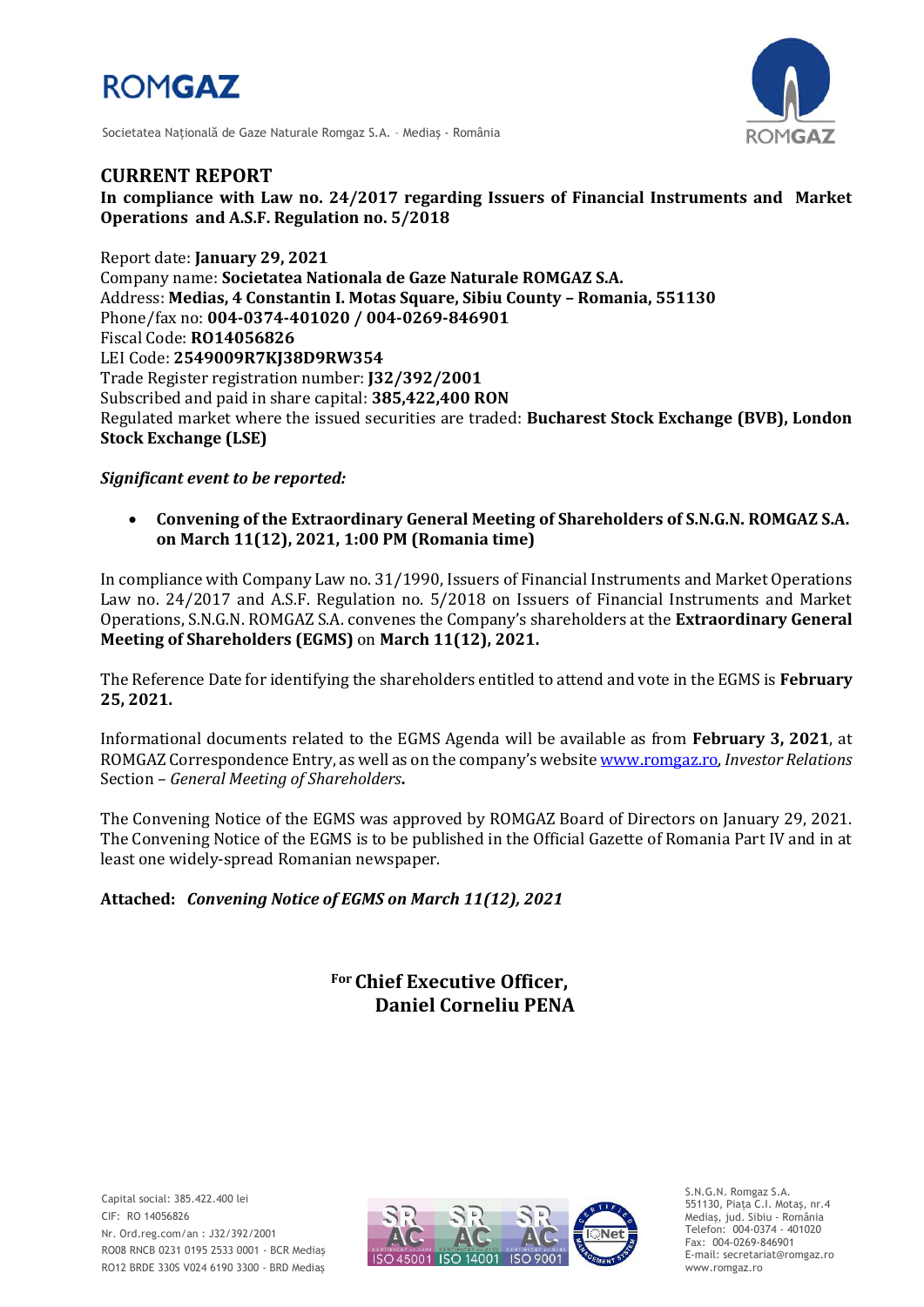**ROMGAZ**

Societatea Naţională de Gaze Naturale Romgaz S.A. – Mediaş - România

# CURRENT REPORT

**In compliance with Law no. 24/2017 regarding Issuers of Financial Instruments and Market Operations and A.S.F. Regulation no. 5/2018**

Report date: **January 29, 2021**
Company name: **Societatea Nationala de Gaze Naturale ROMGAZ S.A.**
Address: **Medias, 4 Constantin I. Motas Square, Sibiu County – Romania, 551130**
Phone/fax no: **004-0374-401020 / 004-0269-846901**
Fiscal Code: **RO14056826**
LEI Code: **2549009R7KJ38D9RW354**
Trade Register registration number: **J32/392/2001**
Subscribed and paid in share capital: **385,422,400 RON**
Regulated market where the issued securities are traded: **Bucharest Stock Exchange (BVB), London Stock Exchange (LSE)**

***Significant event to be reported:***

- **Convening of the Extraordinary General Meeting of Shareholders of S.N.G.N. ROMGAZ S.A. on March 11(12), 2021, 1:00 PM (Romania time)**

In compliance with Company Law no. 31/1990, Issuers of Financial Instruments and Market Operations Law no. 24/2017 and A.S.F. Regulation no. 5/2018 on Issuers of Financial Instruments and Market Operations, S.N.G.N. ROMGAZ S.A. convenes the Company's shareholders at the **Extraordinary General Meeting of Shareholders (EGMS)** on **March 11(12), 2021.**

The Reference Date for identifying the shareholders entitled to attend and vote in the EGMS is **February 25, 2021.**

Informational documents related to the EGMS Agenda will be available as from **February 3, 2021**, at ROMGAZ Correspondence Entry, as well as on the company's website www.romgaz.ro, *Investor Relations* Section – *General Meeting of Shareholders***.**

The Convening Notice of the EGMS was approved by ROMGAZ Board of Directors on January 29, 2021. The Convening Notice of the EGMS is to be published in the Official Gazette of Romania Part IV and in at least one widely-spread Romanian newspaper.

**Attached:** ***Convening Notice of EGMS on March 11(12), 2021***

For **Chief Executive Officer,**
**Daniel Corneliu PENA**

Capital social: 385.422.400 lei
CIF: RO 14056826
Nr. Ord.reg.com/an : J32/392/2001
RO08 RNCB 0231 0195 2533 0001 - BCR Mediaş
RO12 BRDE 330S V024 6190 3300 - BRD Mediaş

S.N.G.N. Romgaz S.A.
551130, Piaţa C.I. Motaş, nr.4
Mediaş, jud. Sibiu - România
Telefon: 004-0374 - 401020
Fax: 004-0269-846901
E-mail: secretariat@romgaz.ro
www.romgaz.ro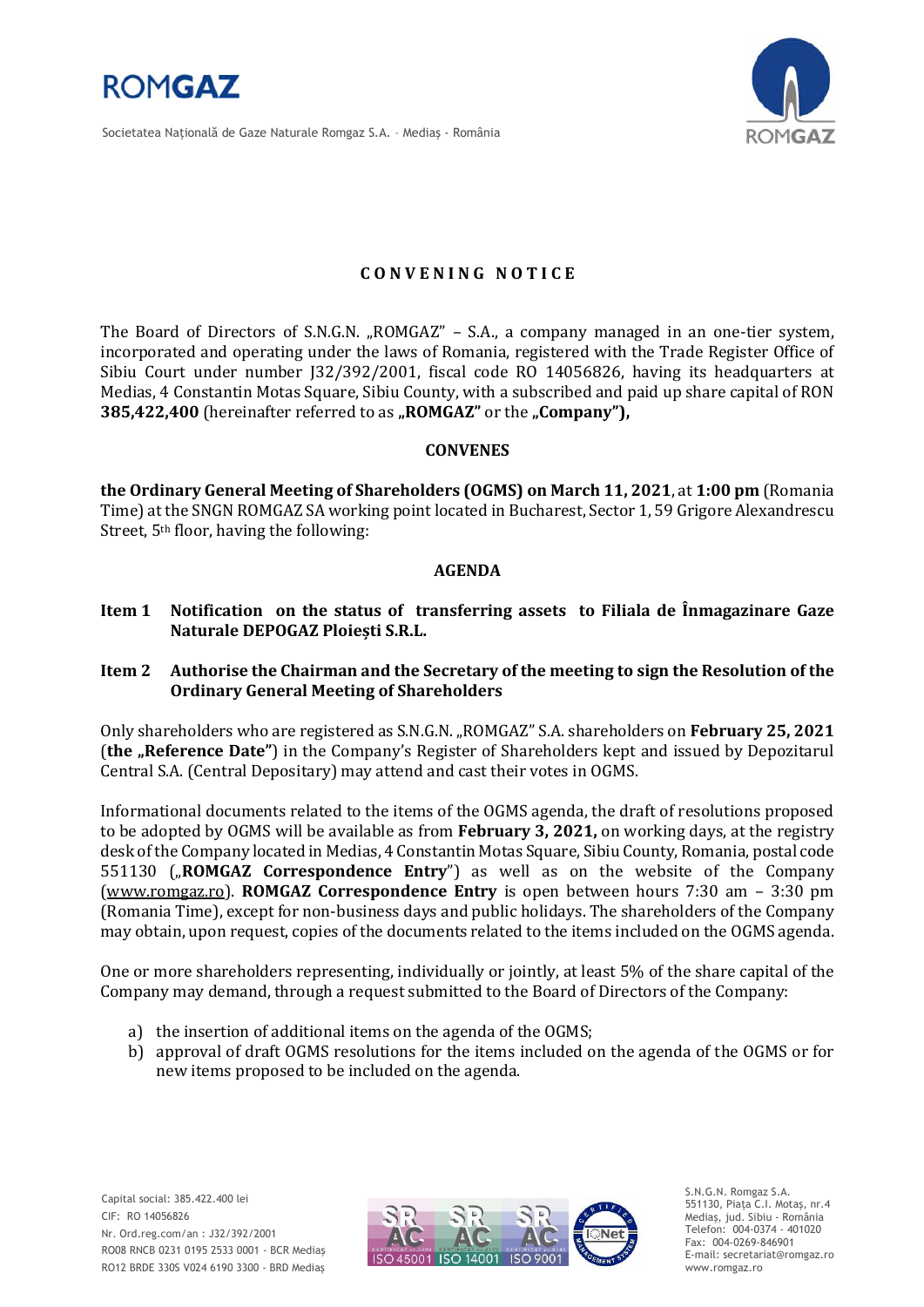## CONVENING NOTICE

The Board of Directors of S.N.G.N. „ROMGAZ" – S.A., a company managed in an one-tier system, incorporated and operating under the laws of Romania, registered with the Trade Register Office of Sibiu Court under number J32/392/2001, fiscal code RO 14056826, having its headquarters at Medias, 4 Constantin Motas Square, Sibiu County, with a subscribed and paid up share capital of RON **385,422,400** (hereinafter referred to as **„ROMGAZ"** or the **„Company"),**

**CONVENES**

**the Ordinary General Meeting of Shareholders (OGMS) on March 11, 2021**, at **1:00 pm** (Romania Time) at the SNGN ROMGAZ SA working point located in Bucharest, Sector 1, 59 Grigore Alexandrescu Street, 5th floor, having the following:

**AGENDA**

**Item 1 Notification on the status of transferring assets to Filiala de Înmagazinare Gaze Naturale DEPOGAZ Ploiești S.R.L.**

**Item 2 Authorise the Chairman and the Secretary of the meeting to sign the Resolution of the Ordinary General Meeting of Shareholders**

Only shareholders who are registered as S.N.G.N. „ROMGAZ" S.A. shareholders on **February 25, 2021** (**the „Reference Date"**) in the Company's Register of Shareholders kept and issued by Depozitarul Central S.A. (Central Depositary) may attend and cast their votes in OGMS.

Informational documents related to the items of the OGMS agenda, the draft of resolutions proposed to be adopted by OGMS will be available as from **February 3, 2021,** on working days, at the registry desk of the Company located in Medias, 4 Constantin Motas Square, Sibiu County, Romania, postal code 551130 („**ROMGAZ Correspondence Entry**") as well as on the website of the Company (www.romgaz.ro). **ROMGAZ Correspondence Entry** is open between hours 7:30 am – 3:30 pm (Romania Time), except for non-business days and public holidays. The shareholders of the Company may obtain, upon request, copies of the documents related to the items included on the OGMS agenda.

One or more shareholders representing, individually or jointly, at least 5% of the share capital of the Company may demand, through a request submitted to the Board of Directors of the Company:

a) the insertion of additional items on the agenda of the OGMS;
b) approval of draft OGMS resolutions for the items included on the agenda of the OGMS or for new items proposed to be included on the agenda.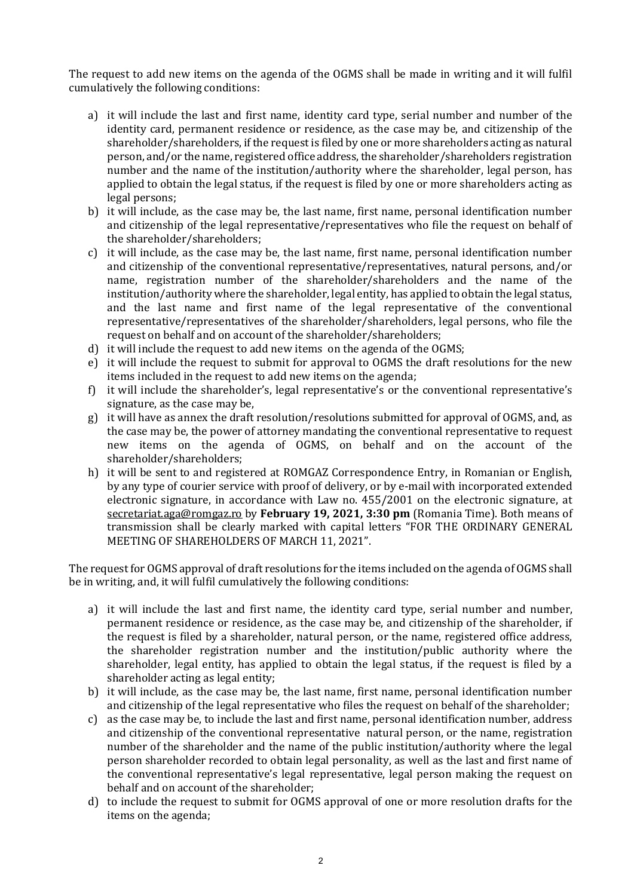The request to add new items on the agenda of the OGMS shall be made in writing and it will fulfil cumulatively the following conditions:

a) it will include the last and first name, identity card type, serial number and number of the identity card, permanent residence or residence, as the case may be, and citizenship of the shareholder/shareholders, if the request is filed by one or more shareholders acting as natural person, and/or the name, registered office address, the shareholder/shareholders registration number and the name of the institution/authority where the shareholder, legal person, has applied to obtain the legal status, if the request is filed by one or more shareholders acting as legal persons;
b) it will include, as the case may be, the last name, first name, personal identification number and citizenship of the legal representative/representatives who file the request on behalf of the shareholder/shareholders;
c) it will include, as the case may be, the last name, first name, personal identification number and citizenship of the conventional representative/representatives, natural persons, and/or name, registration number of the shareholder/shareholders and the name of the institution/authority where the shareholder, legal entity, has applied to obtain the legal status, and the last name and first name of the legal representative of the conventional representative/representatives of the shareholder/shareholders, legal persons, who file the request on behalf and on account of the shareholder/shareholders;
d) it will include the request to add new items on the agenda of the OGMS;
e) it will include the request to submit for approval to OGMS the draft resolutions for the new items included in the request to add new items on the agenda;
f) it will include the shareholder's, legal representative's or the conventional representative's signature, as the case may be,
g) it will have as annex the draft resolution/resolutions submitted for approval of OGMS, and, as the case may be, the power of attorney mandating the conventional representative to request new items on the agenda of OGMS, on behalf and on the account of the shareholder/shareholders;
h) it will be sent to and registered at ROMGAZ Correspondence Entry, in Romanian or English, by any type of courier service with proof of delivery, or by e-mail with incorporated extended electronic signature, in accordance with Law no. 455/2001 on the electronic signature, at secretariat.aga@romgaz.ro by **February 19, 2021, 3:30 pm** (Romania Time). Both means of transmission shall be clearly marked with capital letters "FOR THE ORDINARY GENERAL MEETING OF SHAREHOLDERS OF MARCH 11, 2021".

The request for OGMS approval of draft resolutions for the items included on the agenda of OGMS shall be in writing, and, it will fulfil cumulatively the following conditions:

a) it will include the last and first name, the identity card type, serial number and number, permanent residence or residence, as the case may be, and citizenship of the shareholder, if the request is filed by a shareholder, natural person, or the name, registered office address, the shareholder registration number and the institution/public authority where the shareholder, legal entity, has applied to obtain the legal status, if the request is filed by a shareholder acting as legal entity;
b) it will include, as the case may be, the last name, first name, personal identification number and citizenship of the legal representative who files the request on behalf of the shareholder;
c) as the case may be, to include the last and first name, personal identification number, address and citizenship of the conventional representative natural person, or the name, registration number of the shareholder and the name of the public institution/authority where the legal person shareholder recorded to obtain legal personality, as well as the last and first name of the conventional representative's legal representative, legal person making the request on behalf and on account of the shareholder;
d) to include the request to submit for OGMS approval of one or more resolution drafts for the items on the agenda;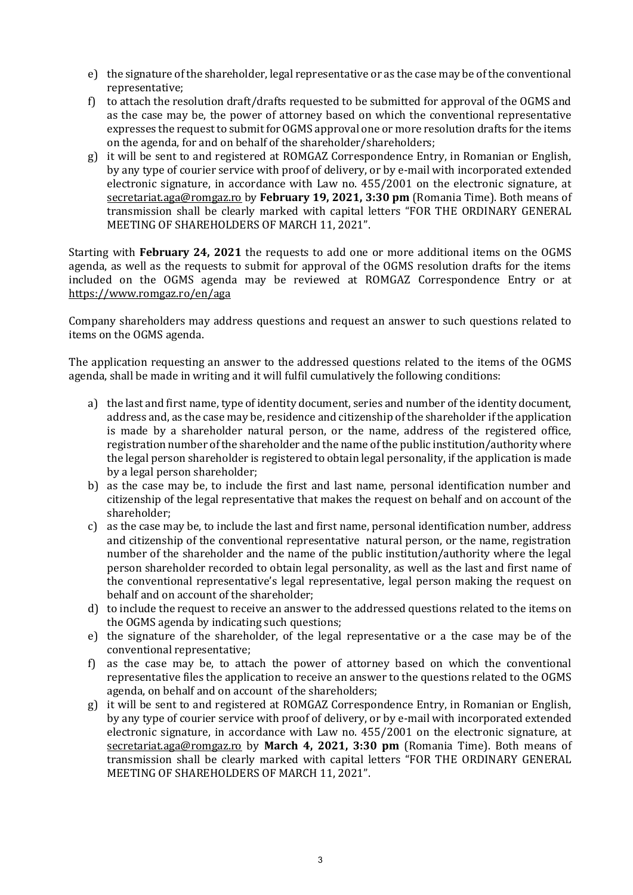e) the signature of the shareholder, legal representative or as the case may be of the conventional representative;
f) to attach the resolution draft/drafts requested to be submitted for approval of the OGMS and as the case may be, the power of attorney based on which the conventional representative expresses the request to submit for OGMS approval one or more resolution drafts for the items on the agenda, for and on behalf of the shareholder/shareholders;
g) it will be sent to and registered at ROMGAZ Correspondence Entry, in Romanian or English, by any type of courier service with proof of delivery, or by e-mail with incorporated extended electronic signature, in accordance with Law no. 455/2001 on the electronic signature, at secretariat.aga@romgaz.ro by **February 19, 2021, 3:30 pm** (Romania Time). Both means of transmission shall be clearly marked with capital letters "FOR THE ORDINARY GENERAL MEETING OF SHAREHOLDERS OF MARCH 11, 2021".

Starting with **February 24, 2021** the requests to add one or more additional items on the OGMS agenda, as well as the requests to submit for approval of the OGMS resolution drafts for the items included on the OGMS agenda may be reviewed at ROMGAZ Correspondence Entry or at https://www.romgaz.ro/en/aga

Company shareholders may address questions and request an answer to such questions related to items on the OGMS agenda.

The application requesting an answer to the addressed questions related to the items of the OGMS agenda, shall be made in writing and it will fulfil cumulatively the following conditions:

a) the last and first name, type of identity document, series and number of the identity document, address and, as the case may be, residence and citizenship of the shareholder if the application is made by a shareholder natural person, or the name, address of the registered office, registration number of the shareholder and the name of the public institution/authority where the legal person shareholder is registered to obtain legal personality, if the application is made by a legal person shareholder;
b) as the case may be, to include the first and last name, personal identification number and citizenship of the legal representative that makes the request on behalf and on account of the shareholder;
c) as the case may be, to include the last and first name, personal identification number, address and citizenship of the conventional representative natural person, or the name, registration number of the shareholder and the name of the public institution/authority where the legal person shareholder recorded to obtain legal personality, as well as the last and first name of the conventional representative's legal representative, legal person making the request on behalf and on account of the shareholder;
d) to include the request to receive an answer to the addressed questions related to the items on the OGMS agenda by indicating such questions;
e) the signature of the shareholder, of the legal representative or a the case may be of the conventional representative;
f) as the case may be, to attach the power of attorney based on which the conventional representative files the application to receive an answer to the questions related to the OGMS agenda, on behalf and on account of the shareholders;
g) it will be sent to and registered at ROMGAZ Correspondence Entry, in Romanian or English, by any type of courier service with proof of delivery, or by e-mail with incorporated extended electronic signature, in accordance with Law no. 455/2001 on the electronic signature, at secretariat.aga@romgaz.ro by **March 4, 2021, 3:30 pm** (Romania Time). Both means of transmission shall be clearly marked with capital letters "FOR THE ORDINARY GENERAL MEETING OF SHAREHOLDERS OF MARCH 11, 2021".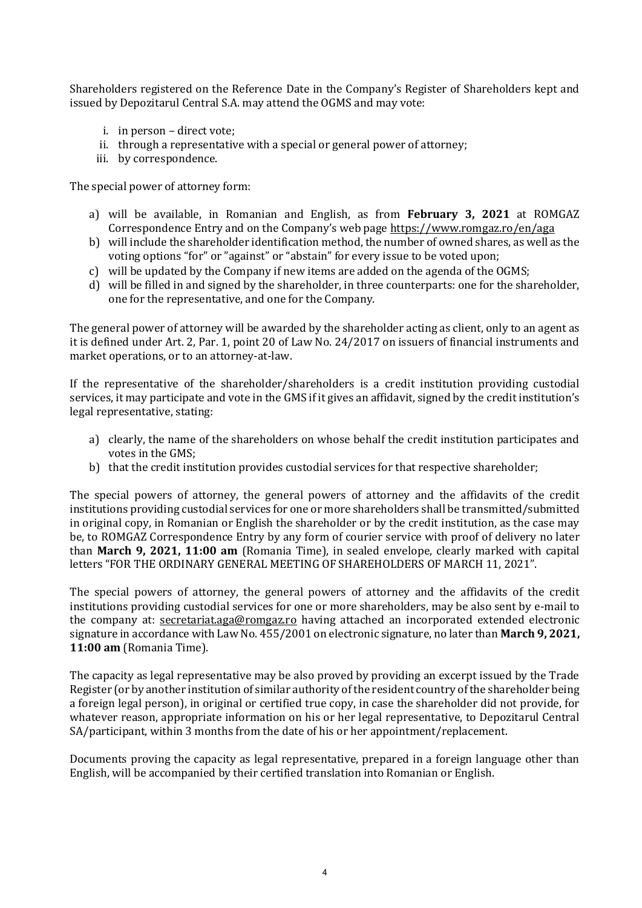Shareholders registered on the Reference Date in the Company's Register of Shareholders kept and issued by Depozitarul Central S.A. may attend the OGMS and may vote:

i. in person – direct vote;
ii. through a representative with a special or general power of attorney;
iii. by correspondence.

The special power of attorney form:

a) will be available, in Romanian and English, as from **February 3, 2021** at ROMGAZ Correspondence Entry and on the Company's web page https://www.romgaz.ro/en/aga
b) will include the shareholder identification method, the number of owned shares, as well as the voting options "for" or "against" or "abstain" for every issue to be voted upon;
c) will be updated by the Company if new items are added on the agenda of the OGMS;
d) will be filled in and signed by the shareholder, in three counterparts: one for the shareholder, one for the representative, and one for the Company.

The general power of attorney will be awarded by the shareholder acting as client, only to an agent as it is defined under Art. 2, Par. 1, point 20 of Law No. 24/2017 on issuers of financial instruments and market operations, or to an attorney-at-law.

If the representative of the shareholder/shareholders is a credit institution providing custodial services, it may participate and vote in the GMS if it gives an affidavit, signed by the credit institution's legal representative, stating:

a) clearly, the name of the shareholders on whose behalf the credit institution participates and votes in the GMS;
b) that the credit institution provides custodial services for that respective shareholder;

The special powers of attorney, the general powers of attorney and the affidavits of the credit institutions providing custodial services for one or more shareholders shall be transmitted/submitted in original copy, in Romanian or English the shareholder or by the credit institution, as the case may be, to ROMGAZ Correspondence Entry by any form of courier service with proof of delivery no later than **March 9, 2021, 11:00 am** (Romania Time), in sealed envelope, clearly marked with capital letters "FOR THE ORDINARY GENERAL MEETING OF SHAREHOLDERS OF MARCH 11, 2021".

The special powers of attorney, the general powers of attorney and the affidavits of the credit institutions providing custodial services for one or more shareholders, may be also sent by e-mail to the company at: secretariat.aga@romgaz.ro having attached an incorporated extended electronic signature in accordance with Law No. 455/2001 on electronic signature, no later than **March 9, 2021, 11:00 am** (Romania Time).

The capacity as legal representative may be also proved by providing an excerpt issued by the Trade Register (or by another institution of similar authority of the resident country of the shareholder being a foreign legal person), in original or certified true copy, in case the shareholder did not provide, for whatever reason, appropriate information on his or her legal representative, to Depozitarul Central SA/participant, within 3 months from the date of his or her appointment/replacement.

Documents proving the capacity as legal representative, prepared in a foreign language other than English, will be accompanied by their certified translation into Romanian or English.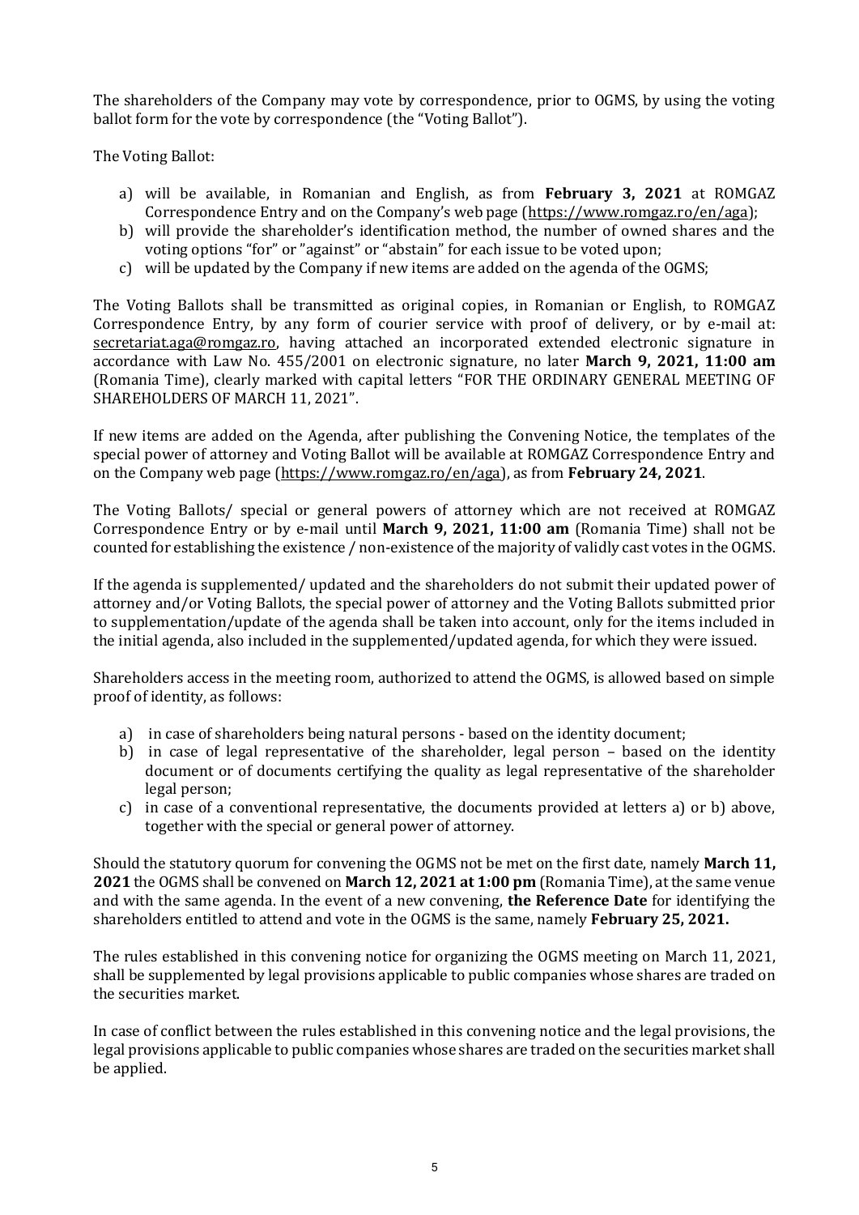The shareholders of the Company may vote by correspondence, prior to OGMS, by using the voting ballot form for the vote by correspondence (the "Voting Ballot").

The Voting Ballot:

a) will be available, in Romanian and English, as from **February 3, 2021** at ROMGAZ Correspondence Entry and on the Company's web page (https://www.romgaz.ro/en/aga);
b) will provide the shareholder's identification method, the number of owned shares and the voting options "for" or "against" or "abstain" for each issue to be voted upon;
c) will be updated by the Company if new items are added on the agenda of the OGMS;

The Voting Ballots shall be transmitted as original copies, in Romanian or English, to ROMGAZ Correspondence Entry, by any form of courier service with proof of delivery, or by e-mail at: secretariat.aga@romgaz.ro, having attached an incorporated extended electronic signature in accordance with Law No. 455/2001 on electronic signature, no later **March 9, 2021, 11:00 am** (Romania Time), clearly marked with capital letters "FOR THE ORDINARY GENERAL MEETING OF SHAREHOLDERS OF MARCH 11, 2021".

If new items are added on the Agenda, after publishing the Convening Notice, the templates of the special power of attorney and Voting Ballot will be available at ROMGAZ Correspondence Entry and on the Company web page (https://www.romgaz.ro/en/aga), as from **February 24, 2021**.

The Voting Ballots/ special or general powers of attorney which are not received at ROMGAZ Correspondence Entry or by e-mail until **March 9, 2021, 11:00 am** (Romania Time) shall not be counted for establishing the existence / non-existence of the majority of validly cast votes in the OGMS.

If the agenda is supplemented/ updated and the shareholders do not submit their updated power of attorney and/or Voting Ballots, the special power of attorney and the Voting Ballots submitted prior to supplementation/update of the agenda shall be taken into account, only for the items included in the initial agenda, also included in the supplemented/updated agenda, for which they were issued.

Shareholders access in the meeting room, authorized to attend the OGMS, is allowed based on simple proof of identity, as follows:

a) in case of shareholders being natural persons - based on the identity document;
b) in case of legal representative of the shareholder, legal person – based on the identity document or of documents certifying the quality as legal representative of the shareholder legal person;
c) in case of a conventional representative, the documents provided at letters a) or b) above, together with the special or general power of attorney.

Should the statutory quorum for convening the OGMS not be met on the first date, namely **March 11, 2021** the OGMS shall be convened on **March 12, 2021 at 1:00 pm** (Romania Time), at the same venue and with the same agenda. In the event of a new convening, **the Reference Date** for identifying the shareholders entitled to attend and vote in the OGMS is the same, namely **February 25, 2021.**

The rules established in this convening notice for organizing the OGMS meeting on March 11, 2021, shall be supplemented by legal provisions applicable to public companies whose shares are traded on the securities market.

In case of conflict between the rules established in this convening notice and the legal provisions, the legal provisions applicable to public companies whose shares are traded on the securities market shall be applied.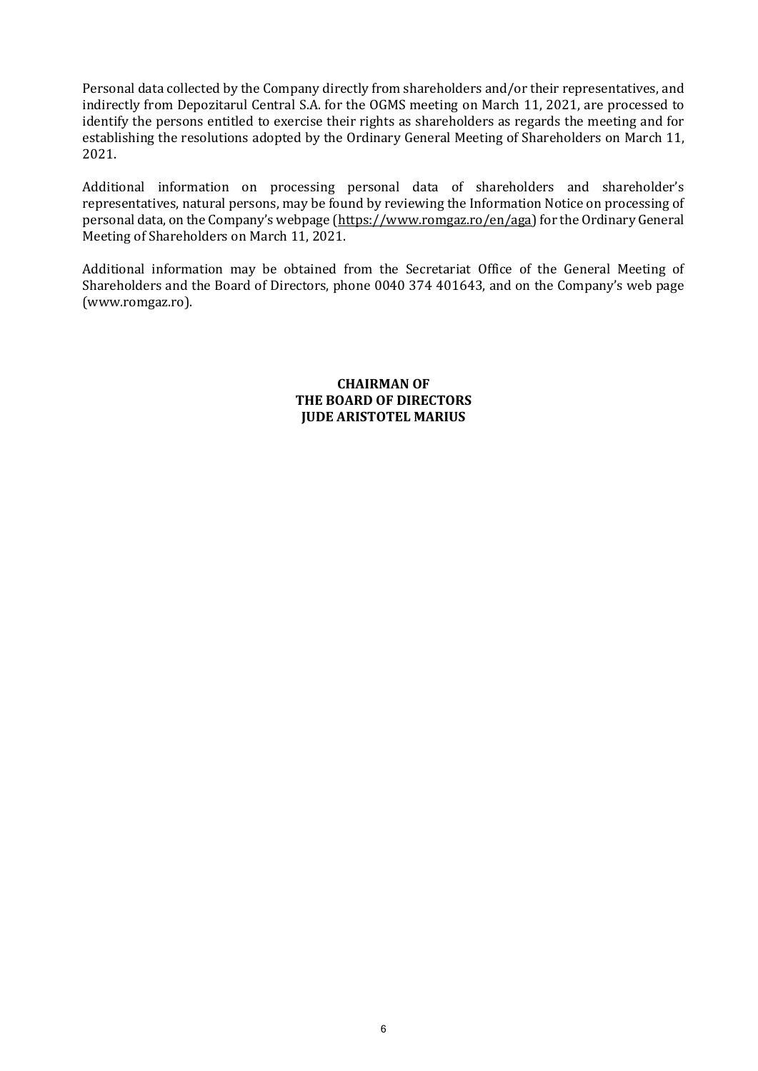Personal data collected by the Company directly from shareholders and/or their representatives, and indirectly from Depozitarul Central S.A. for the OGMS meeting on March 11, 2021, are processed to identify the persons entitled to exercise their rights as shareholders as regards the meeting and for establishing the resolutions adopted by the Ordinary General Meeting of Shareholders on March 11, 2021.

Additional information on processing personal data of shareholders and shareholder's representatives, natural persons, may be found by reviewing the Information Notice on processing of personal data, on the Company's webpage (https://www.romgaz.ro/en/aga) for the Ordinary General Meeting of Shareholders on March 11, 2021.

Additional information may be obtained from the Secretariat Office of the General Meeting of Shareholders and the Board of Directors, phone 0040 374 401643, and on the Company's web page (www.romgaz.ro).

**CHAIRMAN OF**
**THE BOARD OF DIRECTORS**
**JUDE ARISTOTEL MARIUS**